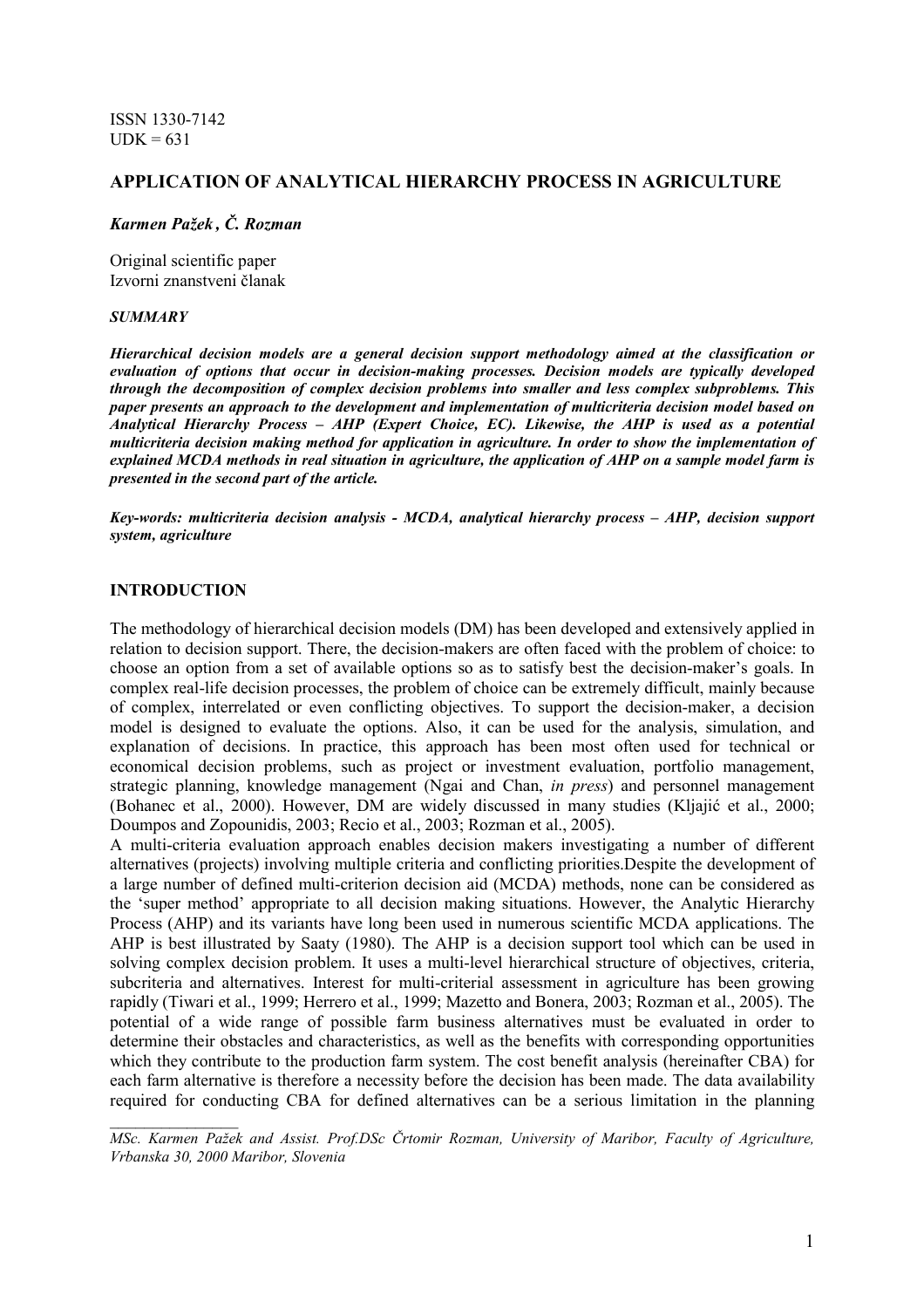ISSN 1330-7142
UDK = 631

# APPLICATION OF ANALYTICAL HIERARCHY PROCESS IN AGRICULTURE

***Karmen Pažek , Č. Rozman***

Original scientific paper
Izvorni znanstveni članak

***SUMMARY***

***Hierarchical decision models are a general decision support methodology aimed at the classification or evaluation of options that occur in decision-making processes. Decision models are typically developed through the decomposition of complex decision problems into smaller and less complex subproblems. This paper presents an approach to the development and implementation of multicriteria decision model based on Analytical Hierarchy Process – AHP (Expert Choice, EC). Likewise, the AHP is used as a potential multicriteria decision making method for application in agriculture. In order to show the implementation of explained MCDA methods in real situation in agriculture, the application of AHP on a sample model farm is presented in the second part of the article.***

***Key-words: multicriteria decision analysis - MCDA, analytical hierarchy process – AHP, decision support system, agriculture***

## INTRODUCTION

The methodology of hierarchical decision models (DM) has been developed and extensively applied in relation to decision support. There, the decision-makers are often faced with the problem of choice: to choose an option from a set of available options so as to satisfy best the decision-maker's goals. In complex real-life decision processes, the problem of choice can be extremely difficult, mainly because of complex, interrelated or even conflicting objectives. To support the decision-maker, a decision model is designed to evaluate the options. Also, it can be used for the analysis, simulation, and explanation of decisions. In practice, this approach has been most often used for technical or economical decision problems, such as project or investment evaluation, portfolio management, strategic planning, knowledge management (Ngai and Chan, *in press*) and personnel management (Bohanec et al., 2000). However, DM are widely discussed in many studies (Kljajić et al., 2000; Doumpos and Zopounidis, 2003; Recio et al., 2003; Rozman et al., 2005).

A multi-criteria evaluation approach enables decision makers investigating a number of different alternatives (projects) involving multiple criteria and conflicting priorities.Despite the development of a large number of defined multi-criterion decision aid (MCDA) methods, none can be considered as the 'super method' appropriate to all decision making situations. However, the Analytic Hierarchy Process (AHP) and its variants have long been used in numerous scientific MCDA applications. The AHP is best illustrated by Saaty (1980). The AHP is a decision support tool which can be used in solving complex decision problem. It uses a multi-level hierarchical structure of objectives, criteria, subcriteria and alternatives. Interest for multi-criterial assessment in agriculture has been growing rapidly (Tiwari et al., 1999; Herrero et al., 1999; Mazetto and Bonera, 2003; Rozman et al., 2005). The potential of a wide range of possible farm business alternatives must be evaluated in order to determine their obstacles and characteristics, as well as the benefits with corresponding opportunities which they contribute to the production farm system. The cost benefit analysis (hereinafter CBA) for each farm alternative is therefore a necessity before the decision has been made. The data availability required for conducting CBA for defined alternatives can be a serious limitation in the planning

---

*MSc. Karmen Pažek and Assist. Prof.DSc Črtomir Rozman, University of Maribor, Faculty of Agriculture, Vrbanska 30, 2000 Maribor, Slovenia*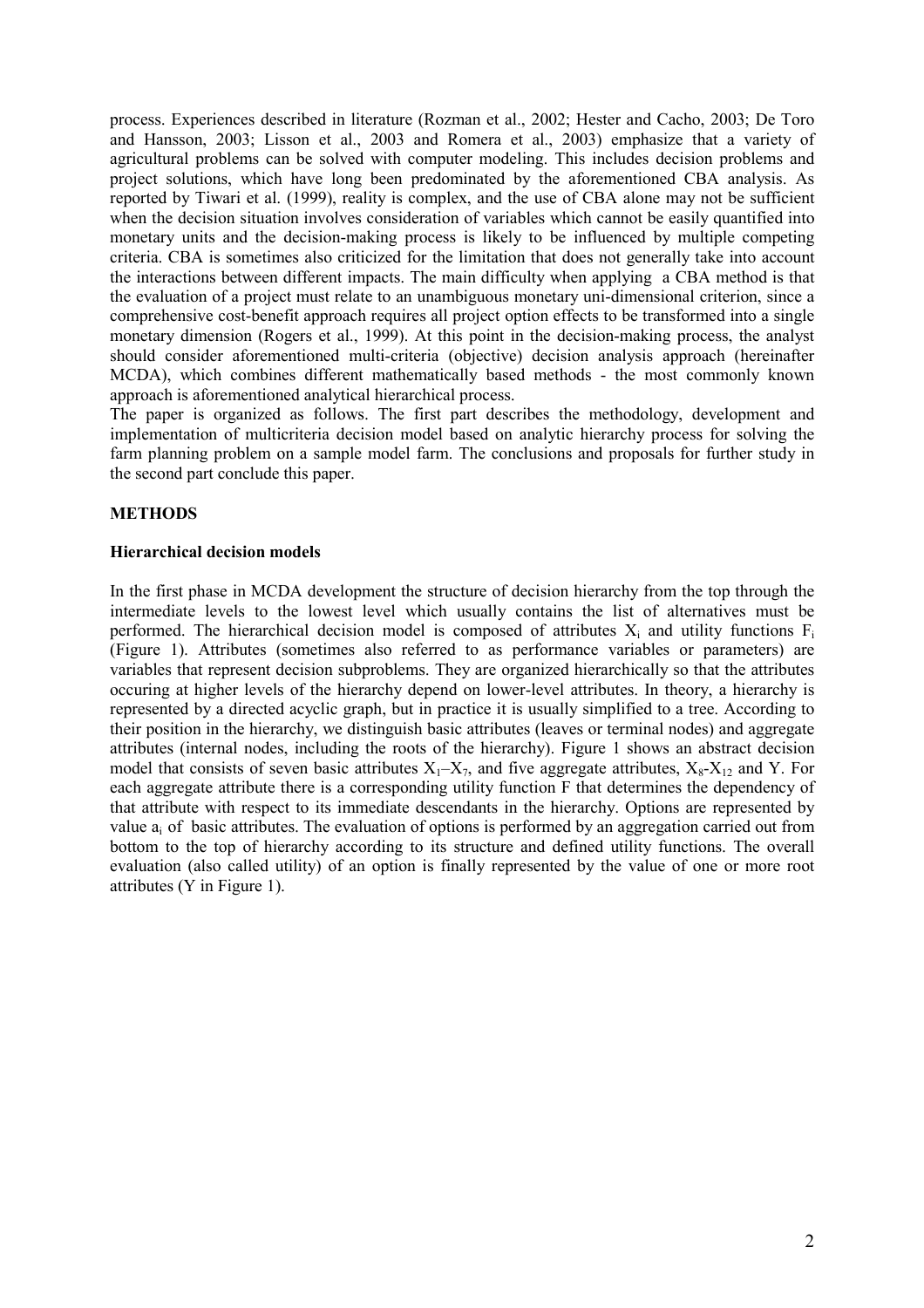process. Experiences described in literature (Rozman et al., 2002; Hester and Cacho, 2003; De Toro and Hansson, 2003; Lisson et al., 2003 and Romera et al., 2003) emphasize that a variety of agricultural problems can be solved with computer modeling. This includes decision problems and project solutions, which have long been predominated by the aforementioned CBA analysis. As reported by Tiwari et al. (1999), reality is complex, and the use of CBA alone may not be sufficient when the decision situation involves consideration of variables which cannot be easily quantified into monetary units and the decision-making process is likely to be influenced by multiple competing criteria. CBA is sometimes also criticized for the limitation that does not generally take into account the interactions between different impacts. The main difficulty when applying a CBA method is that the evaluation of a project must relate to an unambiguous monetary uni-dimensional criterion, since a comprehensive cost-benefit approach requires all project option effects to be transformed into a single monetary dimension (Rogers et al., 1999). At this point in the decision-making process, the analyst should consider aforementioned multi-criteria (objective) decision analysis approach (hereinafter MCDA), which combines different mathematically based methods - the most commonly known approach is aforementioned analytical hierarchical process.

The paper is organized as follows. The first part describes the methodology, development and implementation of multicriteria decision model based on analytic hierarchy process for solving the farm planning problem on a sample model farm. The conclusions and proposals for further study in the second part conclude this paper.

## METHODS

### Hierarchical decision models

In the first phase in MCDA development the structure of decision hierarchy from the top through the intermediate levels to the lowest level which usually contains the list of alternatives must be performed. The hierarchical decision model is composed of attributes $X_i$ and utility functions $F_i$ (Figure 1). Attributes (sometimes also referred to as performance variables or parameters) are variables that represent decision subproblems. They are organized hierarchically so that the attributes occuring at higher levels of the hierarchy depend on lower-level attributes. In theory, a hierarchy is represented by a directed acyclic graph, but in practice it is usually simplified to a tree. According to their position in the hierarchy, we distinguish basic attributes (leaves or terminal nodes) and aggregate attributes (internal nodes, including the roots of the hierarchy). Figure 1 shows an abstract decision model that consists of seven basic attributes $X_1$–$X_7$, and five aggregate attributes, $X_8$-$X_{12}$ and Y. For each aggregate attribute there is a corresponding utility function F that determines the dependency of that attribute with respect to its immediate descendants in the hierarchy. Options are represented by value $a_i$ of basic attributes. The evaluation of options is performed by an aggregation carried out from bottom to the top of hierarchy according to its structure and defined utility functions. The overall evaluation (also called utility) of an option is finally represented by the value of one or more root attributes (Y in Figure 1).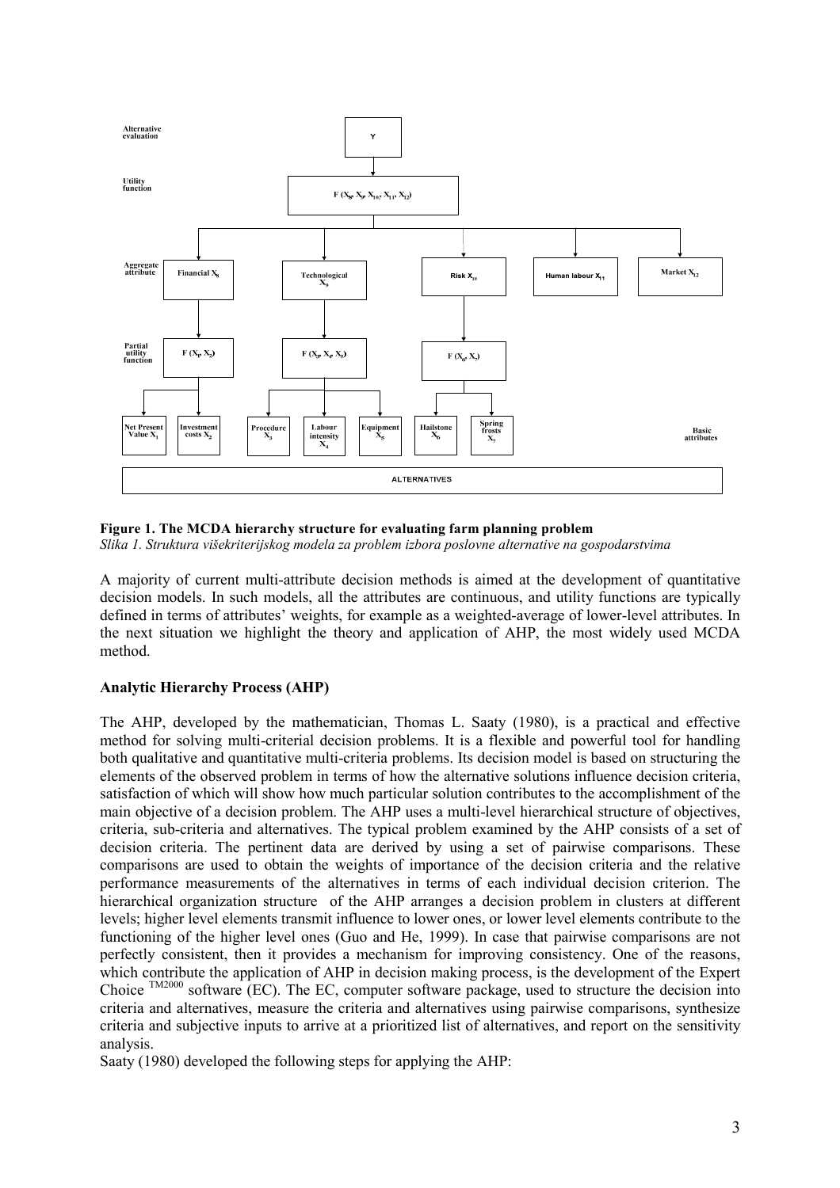**Figure 1. The MCDA hierarchy structure for evaluating farm planning problem**

*Slika 1. Struktura višekriterijskog modela za problem izbora poslovne alternative na gospodarstvima*

A majority of current multi-attribute decision methods is aimed at the development of quantitative decision models. In such models, all the attributes are continuous, and utility functions are typically defined in terms of attributes' weights, for example as a weighted-average of lower-level attributes. In the next situation we highlight the theory and application of AHP, the most widely used MCDA method.

**Analytic Hierarchy Process (AHP)**

The AHP, developed by the mathematician, Thomas L. Saaty (1980), is a practical and effective method for solving multi-criterial decision problems. It is a flexible and powerful tool for handling both qualitative and quantitative multi-criteria problems. Its decision model is based on structuring the elements of the observed problem in terms of how the alternative solutions influence decision criteria, satisfaction of which will show how much particular solution contributes to the accomplishment of the main objective of a decision problem. The AHP uses a multi-level hierarchical structure of objectives, criteria, sub-criteria and alternatives. The typical problem examined by the AHP consists of a set of decision criteria. The pertinent data are derived by using a set of pairwise comparisons. These comparisons are used to obtain the weights of importance of the decision criteria and the relative performance measurements of the alternatives in terms of each individual decision criterion. The hierarchical organization structure of the AHP arranges a decision problem in clusters at different levels; higher level elements transmit influence to lower ones, or lower level elements contribute to the functioning of the higher level ones (Guo and He, 1999). In case that pairwise comparisons are not perfectly consistent, then it provides a mechanism for improving consistency. One of the reasons, which contribute the application of AHP in decision making process, is the development of the Expert Choice $^{TM2000}$ software (EC). The EC, computer software package, used to structure the decision into criteria and alternatives, measure the criteria and alternatives using pairwise comparisons, synthesize criteria and subjective inputs to arrive at a prioritized list of alternatives, and report on the sensitivity analysis.

Saaty (1980) developed the following steps for applying the AHP: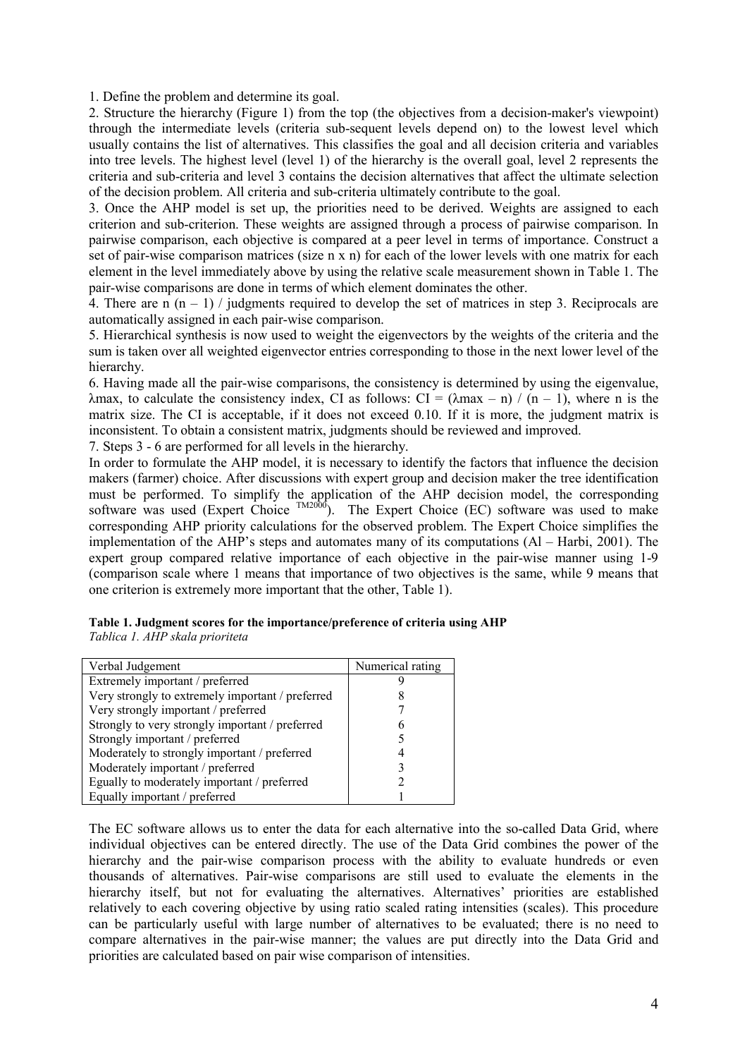1. Define the problem and determine its goal.
2. Structure the hierarchy (Figure 1) from the top (the objectives from a decision-maker's viewpoint) through the intermediate levels (criteria sub-sequent levels depend on) to the lowest level which usually contains the list of alternatives. This classifies the goal and all decision criteria and variables into tree levels. The highest level (level 1) of the hierarchy is the overall goal, level 2 represents the criteria and sub-criteria and level 3 contains the decision alternatives that affect the ultimate selection of the decision problem. All criteria and sub-criteria ultimately contribute to the goal.
3. Once the AHP model is set up, the priorities need to be derived. Weights are assigned to each criterion and sub-criterion. These weights are assigned through a process of pairwise comparison. In pairwise comparison, each objective is compared at a peer level in terms of importance. Construct a set of pair-wise comparison matrices (size n x n) for each of the lower levels with one matrix for each element in the level immediately above by using the relative scale measurement shown in Table 1. The pair-wise comparisons are done in terms of which element dominates the other.
4. There are $n (n – 1) /$ judgments required to develop the set of matrices in step 3. Reciprocals are automatically assigned in each pair-wise comparison.
5. Hierarchical synthesis is now used to weight the eigenvectors by the weights of the criteria and the sum is taken over all weighted eigenvector entries corresponding to those in the next lower level of the hierarchy.
6. Having made all the pair-wise comparisons, the consistency is determined by using the eigenvalue, $\lambda_{max}$, to calculate the consistency index, CI as follows: $CI = (\lambda_{max} – n) / (n – 1)$, where n is the matrix size. The CI is acceptable, if it does not exceed 0.10. If it is more, the judgment matrix is inconsistent. To obtain a consistent matrix, judgments should be reviewed and improved.
7. Steps 3 - 6 are performed for all levels in the hierarchy.

In order to formulate the AHP model, it is necessary to identify the factors that influence the decision makers (farmer) choice. After discussions with expert group and decision maker the tree identification must be performed. To simplify the application of the AHP decision model, the corresponding software was used (Expert Choice [TM2000]). The Expert Choice (EC) software was used to make corresponding AHP priority calculations for the observed problem. The Expert Choice simplifies the implementation of the AHP's steps and automates many of its computations (Al – Harbi, 2001). The expert group compared relative importance of each objective in the pair-wise manner using 1-9 (comparison scale where 1 means that importance of two objectives is the same, while 9 means that one criterion is extremely more important that the other, Table 1).

**Table 1. Judgment scores for the importance/preference of criteria using AHP**
*Tablica 1. AHP skala prioriteta*

| Verbal Judgement | Numerical rating |
|---|---|
| Extremely important / preferred | 9 |
| Very strongly to extremely important / preferred | 8 |
| Very strongly important / preferred | 7 |
| Strongly to very strongly important / preferred | 6 |
| Strongly important / preferred | 5 |
| Moderately to strongly important / preferred | 4 |
| Moderately important / preferred | 3 |
| Egually to moderately important / preferred | 2 |
| Equally important / preferred | 1 |

The EC software allows us to enter the data for each alternative into the so-called Data Grid, where individual objectives can be entered directly. The use of the Data Grid combines the power of the hierarchy and the pair-wise comparison process with the ability to evaluate hundreds or even thousands of alternatives. Pair-wise comparisons are still used to evaluate the elements in the hierarchy itself, but not for evaluating the alternatives. Alternatives' priorities are established relatively to each covering objective by using ratio scaled rating intensities (scales). This procedure can be particularly useful with large number of alternatives to be evaluated; there is no need to compare alternatives in the pair-wise manner; the values are put directly into the Data Grid and priorities are calculated based on pair wise comparison of intensities.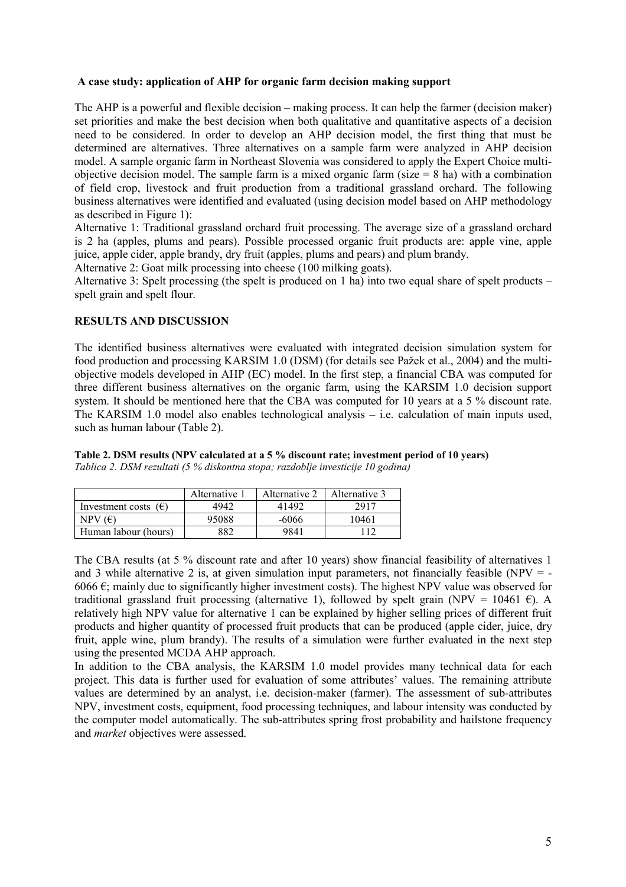**A case study: application of AHP for organic farm decision making support**

The AHP is a powerful and flexible decision – making process. It can help the farmer (decision maker) set priorities and make the best decision when both qualitative and quantitative aspects of a decision need to be considered. In order to develop an AHP decision model, the first thing that must be determined are alternatives. Three alternatives on a sample farm were analyzed in AHP decision model. A sample organic farm in Northeast Slovenia was considered to apply the Expert Choice multi-objective decision model. The sample farm is a mixed organic farm (size = 8 ha) with a combination of field crop, livestock and fruit production from a traditional grassland orchard. The following business alternatives were identified and evaluated (using decision model based on AHP methodology as described in Figure 1):

Alternative 1: Traditional grassland orchard fruit processing. The average size of a grassland orchard is 2 ha (apples, plums and pears). Possible processed organic fruit products are: apple vine, apple juice, apple cider, apple brandy, dry fruit (apples, plums and pears) and plum brandy.

Alternative 2: Goat milk processing into cheese (100 milking goats).

Alternative 3: Spelt processing (the spelt is produced on 1 ha) into two equal share of spelt products – spelt grain and spelt flour.

## RESULTS AND DISCUSSION

The identified business alternatives were evaluated with integrated decision simulation system for food production and processing KARSIM 1.0 (DSM) (for details see Pažek et al., 2004) and the multi-objective models developed in AHP (EC) model. In the first step, a financial CBA was computed for three different business alternatives on the organic farm, using the KARSIM 1.0 decision support system. It should be mentioned here that the CBA was computed for 10 years at a 5 % discount rate. The KARSIM 1.0 model also enables technological analysis – i.e. calculation of main inputs used, such as human labour (Table 2).

**Table 2. DSM results (NPV calculated at a 5 % discount rate; investment period of 10 years)**
*Tablica 2. DSM rezultati (5 % diskontna stopa; razdoblje investicije 10 godina)*

| | Alternative 1 | Alternative 2 | Alternative 3 |
|---|---|---|---|
| Investment costs (€) | 4942 | 41492 | 2917 |
| NPV (€) | 95088 | -6066 | 10461 |
| Human labour (hours) | 882 | 9841 | 112 |

The CBA results (at 5 % discount rate and after 10 years) show financial feasibility of alternatives 1 and 3 while alternative 2 is, at given simulation input parameters, not financially feasible (NPV = -6066 €; mainly due to significantly higher investment costs). The highest NPV value was observed for traditional grassland fruit processing (alternative 1), followed by spelt grain (NPV = 10461 €). A relatively high NPV value for alternative 1 can be explained by higher selling prices of different fruit products and higher quantity of processed fruit products that can be produced (apple cider, juice, dry fruit, apple wine, plum brandy). The results of a simulation were further evaluated in the next step using the presented MCDA AHP approach.

In addition to the CBA analysis, the KARSIM 1.0 model provides many technical data for each project. This data is further used for evaluation of some attributes' values. The remaining attribute values are determined by an analyst, i.e. decision-maker (farmer). The assessment of sub-attributes NPV, investment costs, equipment, food processing techniques, and labour intensity was conducted by the computer model automatically. The sub-attributes spring frost probability and hailstone frequency and *market* objectives were assessed.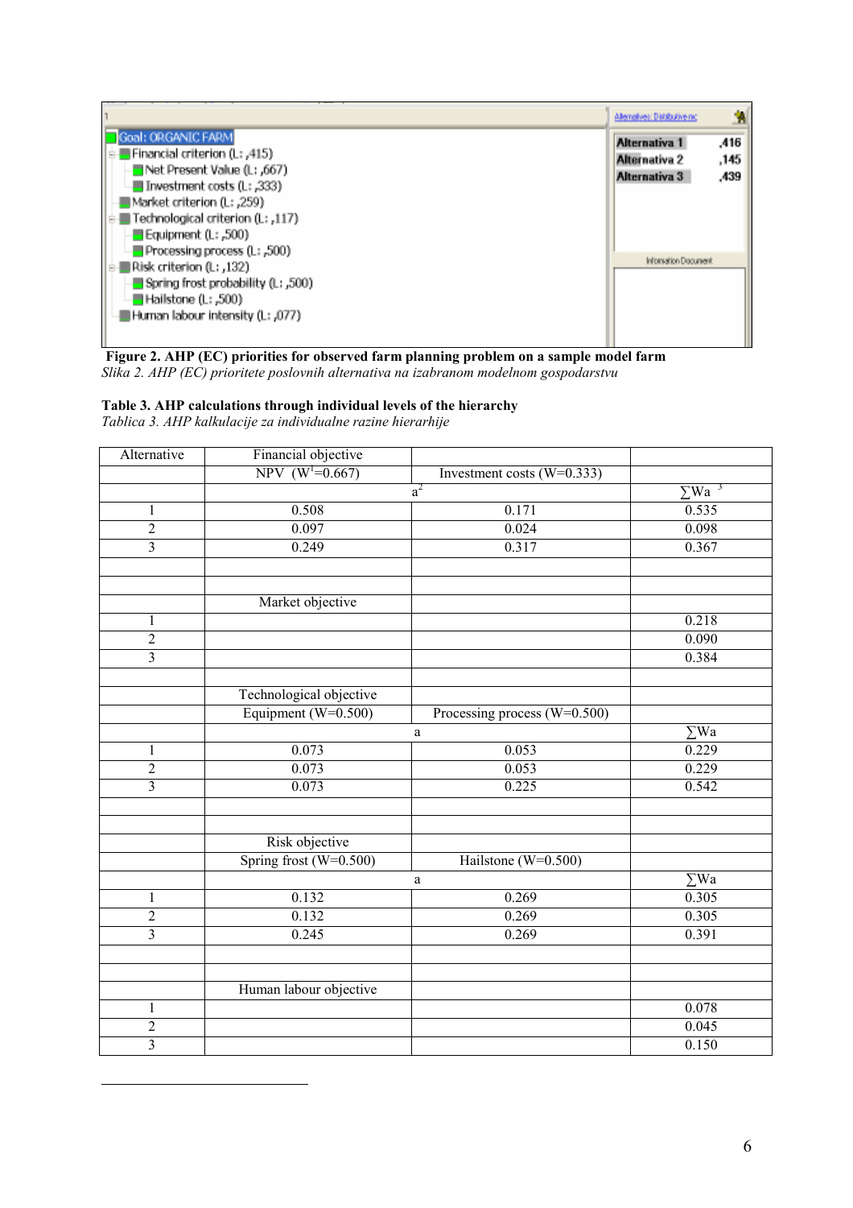Goal: ORGANIC FARM
- Financial criterion (L: ,415)
  - Net Present Value (L: ,667)
  - Investment costs (L: ,333)
- Market criterion (L: ,259)
- Technological criterion (L: ,117)
  - Equipment (L: ,500)
  - Processing process (L: ,500)
- Risk criterion (L: ,132)
  - Spring frost probability (L: ,500)
  - Hailstone (L: ,500)
- Human labour intensity (L: ,077)

| | |
|---|---|
| Alternativa 1 | ,416 |
| Alternativa 2 | ,145 |
| Alternativa 3 | ,439 |

**Figure 2. AHP (EC) priorities for observed farm planning problem on a sample model farm**

*Slika 2. AHP (EC) prioritete poslovnih alternativa na izabranom modelnom gospodarstvu*

**Table 3. AHP calculations through individual levels of the hierarchy**

*Tablica 3. AHP kalkulacije za individualne razine hierarhije*

| Alternative | Financial objective | | |
|---|---|---|---|
| | NPV ($W^1$=0.667) | Investment costs (W=0.333) | |
| | | $a^2$ | ∑Wa [3] |
| 1 | 0.508 | 0.171 | 0.535 |
| 2 | 0.097 | 0.024 | 0.098 |
| 3 | 0.249 | 0.317 | 0.367 |
| | | | |
| | | | |
| | Market objective | | |
| 1 | | | 0.218 |
| 2 | | | 0.090 |
| 3 | | | 0.384 |
| | | | |
| | Technological objective | | |
| | Equipment (W=0.500) | Processing process (W=0.500) | |
| | | a | ∑Wa |
| 1 | 0.073 | 0.053 | 0.229 |
| 2 | 0.073 | 0.053 | 0.229 |
| 3 | 0.073 | 0.225 | 0.542 |
| | | | |
| | | | |
| | Risk objective | | |
| | Spring frost (W=0.500) | Hailstone (W=0.500) | |
| | | a | ∑Wa |
| 1 | 0.132 | 0.269 | 0.305 |
| 2 | 0.132 | 0.269 | 0.305 |
| 3 | 0.245 | 0.269 | 0.391 |
| | | | |
| | | | |
| | Human labour objective | | |
| 1 | | | 0.078 |
| 2 | | | 0.045 |
| 3 | | | 0.150 |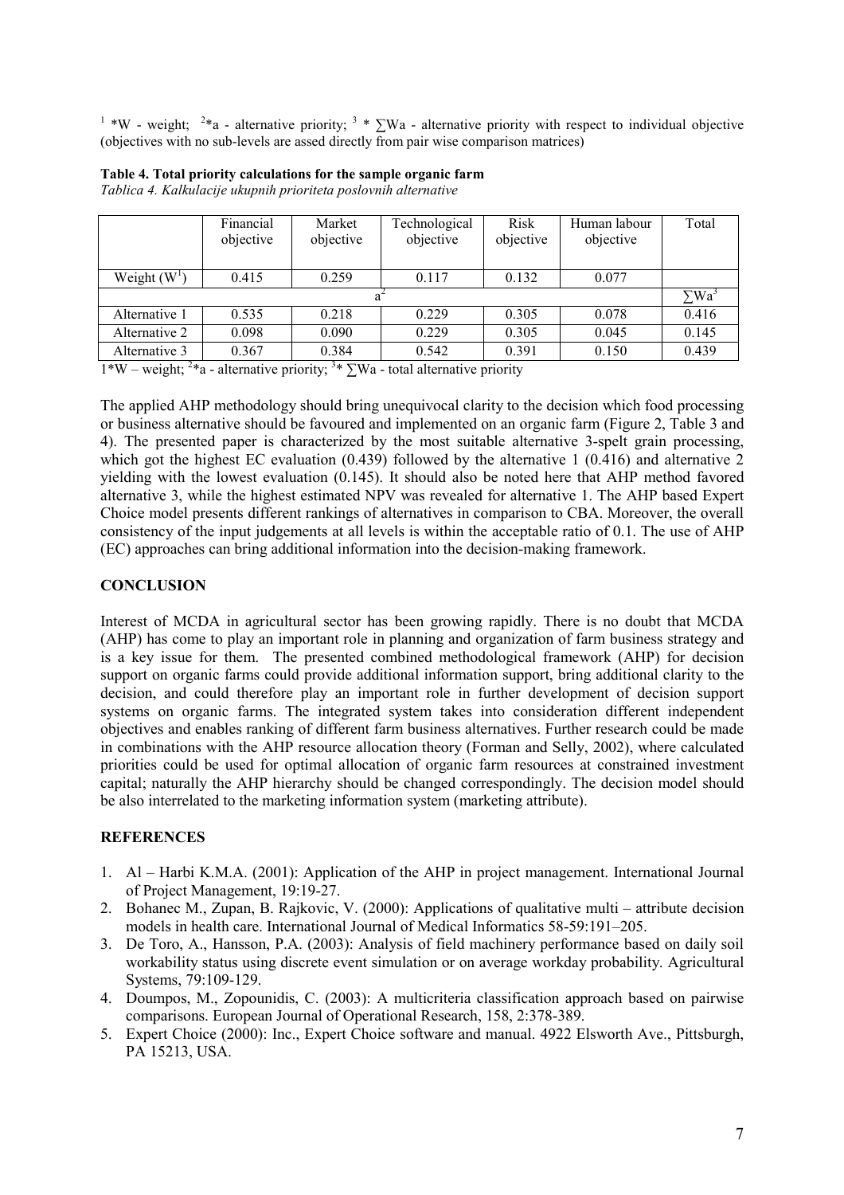[1] *W - weight; [2]*a - alternative priority; [3] * ∑Wa - alternative priority with respect to individual objective (objectives with no sub-levels are assed directly from pair wise comparison matrices)

**Table 4. Total priority calculations for the sample organic farm**

*Tablica 4. Kalkulacije ukupnih prioriteta poslovnih alternative*

| | Financial objective | Market objective | Technological objective | Risk objective | Human labour objective | Total |
|---|---|---|---|---|---|---|
| Weight ($W^1$) | 0.415 | 0.259 | 0.117 | 0.132 | 0.077 | |
| | | | $a^2$ | | | $\sum Wa^3$ |
| Alternative 1 | 0.535 | 0.218 | 0.229 | 0.305 | 0.078 | 0.416 |
| Alternative 2 | 0.098 | 0.090 | 0.229 | 0.305 | 0.045 | 0.145 |
| Alternative 3 | 0.367 | 0.384 | 0.542 | 0.391 | 0.150 | 0.439 |

1*W – weight; [2]*a - alternative priority; [3]* ∑Wa - total alternative priority

The applied AHP methodology should bring unequivocal clarity to the decision which food processing or business alternative should be favoured and implemented on an organic farm (Figure 2, Table 3 and 4). The presented paper is characterized by the most suitable alternative 3-spelt grain processing, which got the highest EC evaluation (0.439) followed by the alternative 1 (0.416) and alternative 2 yielding with the lowest evaluation (0.145). It should also be noted here that AHP method favored alternative 3, while the highest estimated NPV was revealed for alternative 1. The AHP based Expert Choice model presents different rankings of alternatives in comparison to CBA. Moreover, the overall consistency of the input judgements at all levels is within the acceptable ratio of 0.1. The use of AHP (EC) approaches can bring additional information into the decision-making framework.

## CONCLUSION

Interest of MCDA in agricultural sector has been growing rapidly. There is no doubt that MCDA (AHP) has come to play an important role in planning and organization of farm business strategy and is a key issue for them. The presented combined methodological framework (AHP) for decision support on organic farms could provide additional information support, bring additional clarity to the decision, and could therefore play an important role in further development of decision support systems on organic farms. The integrated system takes into consideration different independent objectives and enables ranking of different farm business alternatives. Further research could be made in combinations with the AHP resource allocation theory (Forman and Selly, 2002), where calculated priorities could be used for optimal allocation of organic farm resources at constrained investment capital; naturally the AHP hierarchy should be changed correspondingly. The decision model should be also interrelated to the marketing information system (marketing attribute).

## REFERENCES

1. Al – Harbi K.M.A. (2001): Application of the AHP in project management. International Journal of Project Management, 19:19-27.
2. Bohanec M., Zupan, B. Rajkovic, V. (2000): Applications of qualitative multi – attribute decision models in health care. International Journal of Medical Informatics 58-59:191–205.
3. De Toro, A., Hansson, P.A. (2003): Analysis of field machinery performance based on daily soil workability status using discrete event simulation or on average workday probability. Agricultural Systems, 79:109-129.
4. Doumpos, M., Zopounidis, C. (2003): A multicriteria classification approach based on pairwise comparisons. European Journal of Operational Research, 158, 2:378-389.
5. Expert Choice (2000): Inc., Expert Choice software and manual. 4922 Elsworth Ave., Pittsburgh, PA 15213, USA.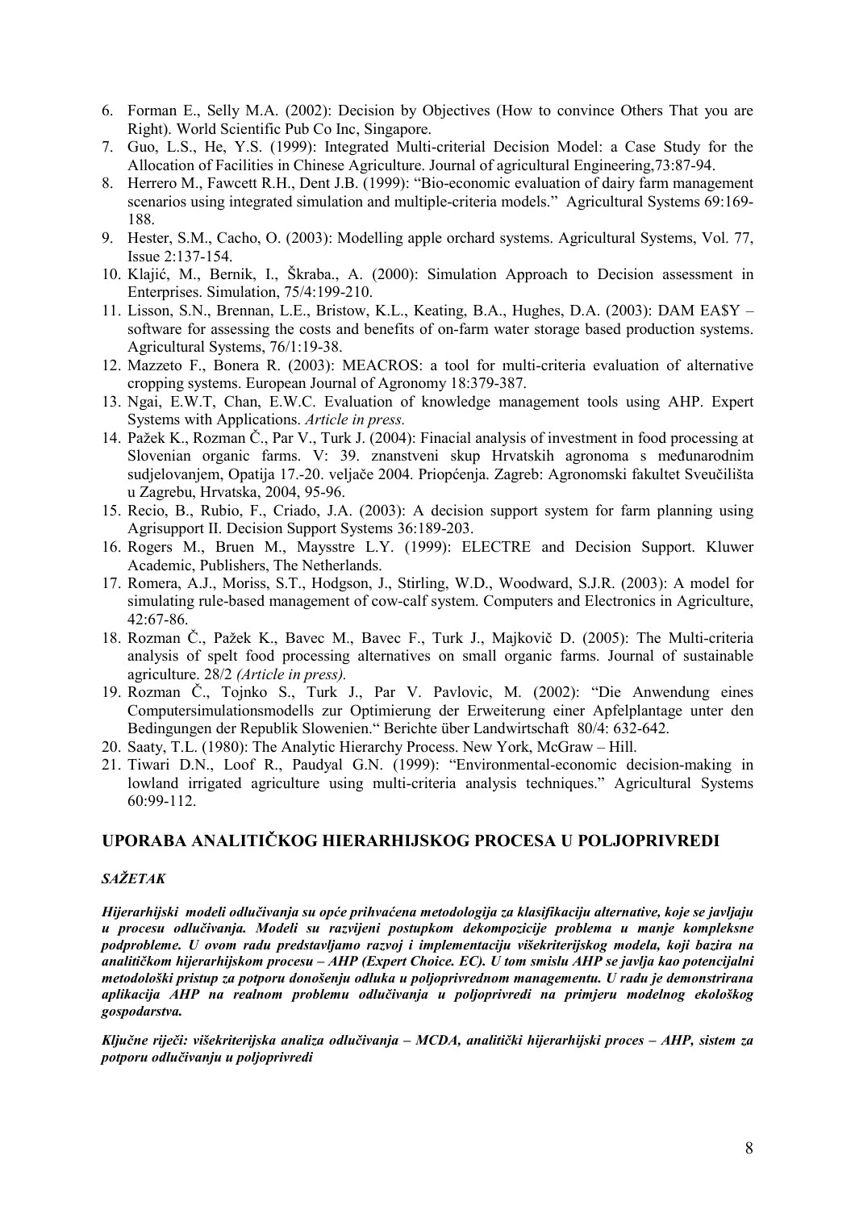6. Forman E., Selly M.A. (2002): Decision by Objectives (How to convince Others That you are Right). World Scientific Pub Co Inc, Singapore.
7. Guo, L.S., He, Y.S. (1999): Integrated Multi-criterial Decision Model: a Case Study for the Allocation of Facilities in Chinese Agriculture. Journal of agricultural Engineering,73:87-94.
8. Herrero M., Fawcett R.H., Dent J.B. (1999): "Bio-economic evaluation of dairy farm management scenarios using integrated simulation and multiple-criteria models." Agricultural Systems 69:169-188.
9. Hester, S.M., Cacho, O. (2003): Modelling apple orchard systems. Agricultural Systems, Vol. 77, Issue 2:137-154.
10. Klajić, M., Bernik, I., Škraba., A. (2000): Simulation Approach to Decision assessment in Enterprises. Simulation, 75/4:199-210.
11. Lisson, S.N., Brennan, L.E., Bristow, K.L., Keating, B.A., Hughes, D.A. (2003): DAM EA$Y – software for assessing the costs and benefits of on-farm water storage based production systems. Agricultural Systems, 76/1:19-38.
12. Mazzeto F., Bonera R. (2003): MEACROS: a tool for multi-criteria evaluation of alternative cropping systems. European Journal of Agronomy 18:379-387.
13. Ngai, E.W.T, Chan, E.W.C. Evaluation of knowledge management tools using AHP. Expert Systems with Applications. *Article in press.*
14. Pažek K., Rozman Č., Par V., Turk J. (2004): Finacial analysis of investment in food processing at Slovenian organic farms. V: 39. znanstveni skup Hrvatskih agronoma s međunarodnim sudjelovanjem, Opatija 17.-20. veljače 2004. Priopćenja. Zagreb: Agronomski fakultet Sveučilišta u Zagrebu, Hrvatska, 2004, 95-96.
15. Recio, B., Rubio, F., Criado, J.A. (2003): A decision support system for farm planning using Agrisupport II. Decision Support Systems 36:189-203.
16. Rogers M., Bruen M., Maysstre L.Y. (1999): ELECTRE and Decision Support. Kluwer Academic, Publishers, The Netherlands.
17. Romera, A.J., Moriss, S.T., Hodgson, J., Stirling, W.D., Woodward, S.J.R. (2003): A model for simulating rule-based management of cow-calf system. Computers and Electronics in Agriculture, 42:67-86.
18. Rozman Č., Pažek K., Bavec M., Bavec F., Turk J., Majkovič D. (2005): The Multi-criteria analysis of spelt food processing alternatives on small organic farms. Journal of sustainable agriculture. 28/2 *(Article in press).*
19. Rozman Č., Tojnko S., Turk J., Par V. Pavlovic, M. (2002): "Die Anwendung eines Computersimulationsmodells zur Optimierung der Erweiterung einer Apfelplantage unter den Bedingungen der Republik Slowenien." Berichte über Landwirtschaft 80/4: 632-642.
20. Saaty, T.L. (1980): The Analytic Hierarchy Process. New York, McGraw – Hill.
21. Tiwari D.N., Loof R., Paudyal G.N. (1999): "Environmental-economic decision-making in lowland irrigated agriculture using multi-criteria analysis techniques." Agricultural Systems 60:99-112.

## UPORABA ANALITIČKOG HIERARHIJSKOG PROCESA U POLJOPRIVREDI

### *SAŽETAK*

***Hijerarhijski modeli odlučivanja su opće prihvaćena metodologija za klasifikaciju alternative, koje se javljaju u procesu odlučivanja. Modeli su razvijeni postupkom dekompozicije problema u manje kompleksne podprobleme. U ovom radu predstavljamo razvoj i implementaciju višekriterijskog modela, koji bazira na analitičkom hijerarhijskom procesu – AHP (Expert Choice. EC). U tom smislu AHP se javlja kao potencijalni metodološki pristup za potporu donošenju odluka u poljoprivrednom managementu. U radu je demonstrirana aplikacija AHP na realnom problemu odlučivanja u poljoprivredi na primjeru modelnog ekološkog gospodarstva.***

***Ključne riječi: višekriterijska analiza odlučivanja – MCDA, analitički hijerarhijski proces – AHP, sistem za potporu odlučivanju u poljoprivredi***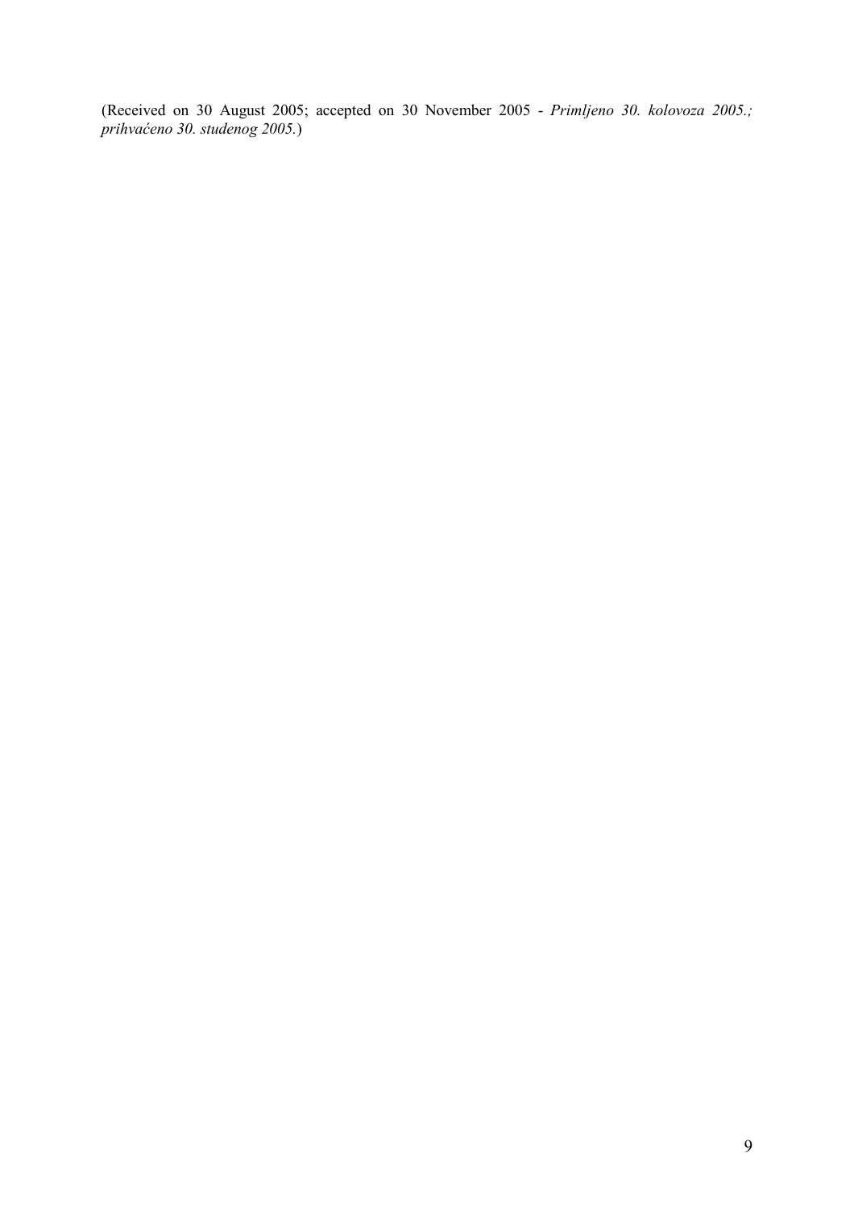(Received on 30 August 2005; accepted on 30 November 2005 - *Primljeno 30. kolovoza 2005.; prihvaćeno 30. studenog 2005.*)